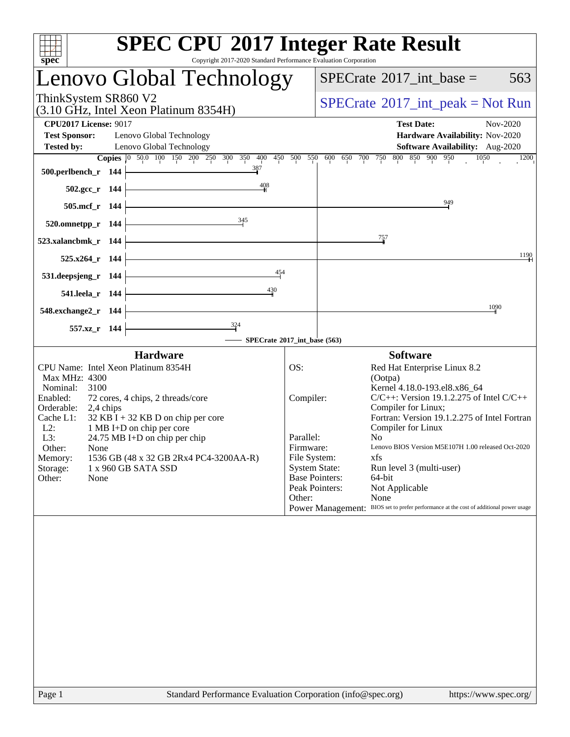# SPEC CPU 2017 Integer Rate Result

Copyright 2017-2020 Standard Performance Evaluation Corporation

## Lenovo Global Technology

ThinkSystem SR860 V2
(3.10 GHz, Intel Xeon Platinum 8354H)

SPECrate 2017_int_base = 563

SPECrate 2017_int_peak = Not Run

**CPU2017 License:** 9017
**Test Sponsor:** Lenovo Global Technology
**Tested by:** Lenovo Global Technology

**Test Date:** Nov-2020
**Hardware Availability:** Nov-2020
**Software Availability:** Aug-2020

| Benchmark | Copies | SPECrate 2017_int_base |
|---|---|---|
| 500.perlbench_r | 144 | 387 |
| 502.gcc_r | 144 | 408 |
| 505.mcf_r | 144 | 949 |
| 520.omnetpp_r | 144 | 345 |
| 523.xalancbmk_r | 144 | 757 |
| 525.x264_r | 144 | 1190 |
| 531.deepsjeng_r | 144 | 454 |
| 541.leela_r | 144 | 430 |
| 548.exchange2_r | 144 | 1090 |
| 557.xz_r | 144 | 324 |

SPECrate 2017_int_base (563)

### Hardware

| | |
|---|---|
| CPU Name: | Intel Xeon Platinum 8354H |
| Max MHz: | 4300 |
| Nominal: | 3100 |
| Enabled: | 72 cores, 4 chips, 2 threads/core |
| Orderable: | 2,4 chips |
| Cache L1: | 32 KB I + 32 KB D on chip per core |
| L2: | 1 MB I+D on chip per core |
| L3: | 24.75 MB I+D on chip per chip |
| Other: | None |
| Memory: | 1536 GB (48 x 32 GB 2Rx4 PC4-3200AA-R) |
| Storage: | 1 x 960 GB SATA SSD |
| Other: | None |

### Software

| | |
|---|---|
| OS: | Red Hat Enterprise Linux 8.2 (Ootpa) Kernel 4.18.0-193.el8.x86_64 |
| Compiler: | C/C++: Version 19.1.2.275 of Intel C/C++ Compiler for Linux; Fortran: Version 19.1.2.275 of Intel Fortran Compiler for Linux |
| Parallel: | No |
| Firmware: | Lenovo BIOS Version M5E107H 1.00 released Oct-2020 |
| File System: | xfs |
| System State: | Run level 3 (multi-user) |
| Base Pointers: | 64-bit |
| Peak Pointers: | Not Applicable |
| Other: | None |
| Power Management: | BIOS set to prefer performance at the cost of additional power usage |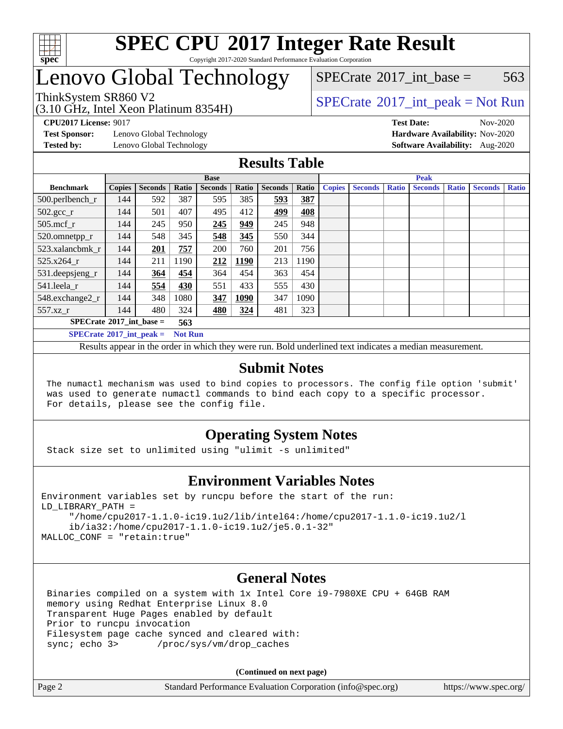# SPEC CPU 2017 Integer Rate Result

Copyright 2017-2020 Standard Performance Evaluation Corporation

# Lenovo Global Technology

ThinkSystem SR860 V2
(3.10 GHz, Intel Xeon Platinum 8354H)

SPECrate 2017_int_base = 563

SPECrate 2017_int_peak = Not Run

**CPU2017 License:** 9017
**Test Sponsor:** Lenovo Global Technology
**Tested by:** Lenovo Global Technology

**Test Date:** Nov-2020
**Hardware Availability:** Nov-2020
**Software Availability:** Aug-2020

## Results Table

| Benchmark | Base | | | | | | | Peak | | | | | | |
|---|---|---|---|---|---|---|---|---|---|---|---|---|---|---|
| | Copies | Seconds | Ratio | Seconds | Ratio | Seconds | Ratio | Copies | Seconds | Ratio | Seconds | Ratio | Seconds | Ratio |
| 500.perlbench_r | 144 | 592 | 387 | 595 | 385 | **593** | **387** | | | | | | | |
| 502.gcc_r | 144 | 501 | 407 | 495 | 412 | **499** | **408** | | | | | | | |
| 505.mcf_r | 144 | 245 | 950 | **245** | **949** | 245 | 948 | | | | | | | |
| 520.omnetpp_r | 144 | 548 | 345 | **548** | **345** | 550 | 344 | | | | | | | |
| 523.xalancbmk_r | 144 | **201** | **757** | 200 | 760 | 201 | 756 | | | | | | | |
| 525.x264_r | 144 | 211 | 1190 | **212** | **1190** | 213 | 1190 | | | | | | | |
| 531.deepsjeng_r | 144 | **364** | **454** | 364 | 454 | 363 | 454 | | | | | | | |
| 541.leela_r | 144 | **554** | **430** | 551 | 433 | 555 | 430 | | | | | | | |
| 548.exchange2_r | 144 | 348 | 1080 | **347** | **1090** | 347 | 1090 | | | | | | | |
| 557.xz_r | 144 | 480 | 324 | **480** | **324** | 481 | 323 | | | | | | | |

**SPECrate 2017_int_base = 563**

**SPECrate 2017_int_peak = Not Run**

Results appear in the order in which they were run. Bold underlined text indicates a median measurement.

## Submit Notes

```
The numactl mechanism was used to bind copies to processors. The config file option 'submit'
was used to generate numactl commands to bind each copy to a specific processor.
For details, please see the config file.
```

## Operating System Notes

```
Stack size set to unlimited using "ulimit -s unlimited"
```

## Environment Variables Notes

```
Environment variables set by runcpu before the start of the run:
LD_LIBRARY_PATH =
     "/home/cpu2017-1.1.0-ic19.1u2/lib/intel64:/home/cpu2017-1.1.0-ic19.1u2/l
     ib/ia32:/home/cpu2017-1.1.0-ic19.1u2/je5.0.1-32"
MALLOC_CONF = "retain:true"
```

## General Notes

```
Binaries compiled on a system with 1x Intel Core i9-7980XE CPU + 64GB RAM
memory using Redhat Enterprise Linux 8.0
Transparent Huge Pages enabled by default
Prior to runcpu invocation
Filesystem page cache synced and cleared with:
sync; echo 3>       /proc/sys/vm/drop_caches
```

**(Continued on next page)**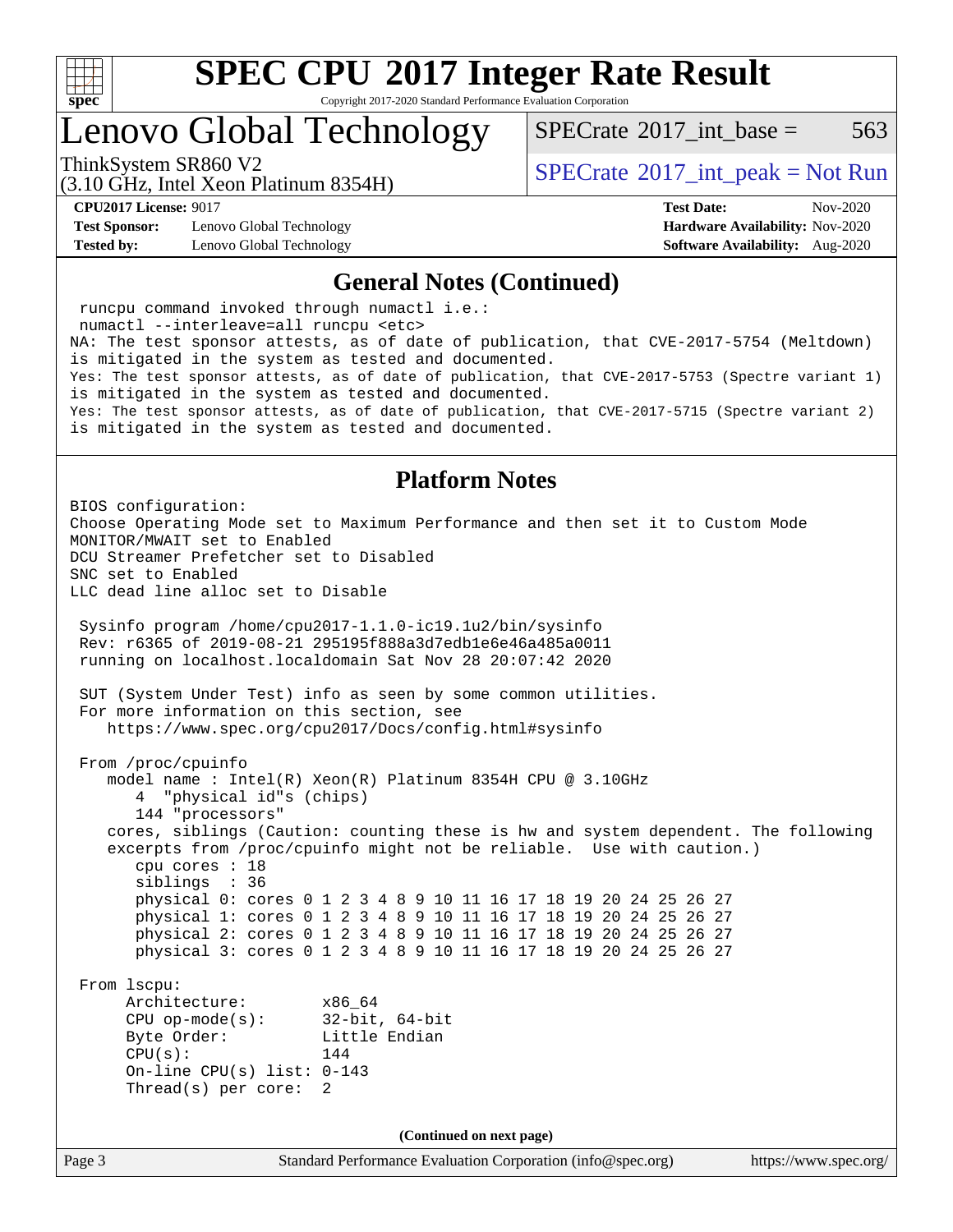# SPEC CPU 2017 Integer Rate Result

Copyright 2017-2020 Standard Performance Evaluation Corporation

## Lenovo Global Technology

ThinkSystem SR860 V2
(3.10 GHz, Intel Xeon Platinum 8354H)

SPECrate 2017_int_base = 563

SPECrate 2017_int_peak = Not Run

**CPU2017 License:** 9017
**Test Sponsor:** Lenovo Global Technology
**Tested by:** Lenovo Global Technology

**Test Date:** Nov-2020
**Hardware Availability:** Nov-2020
**Software Availability:** Aug-2020

### General Notes (Continued)

```
 runcpu command invoked through numactl i.e.:
 numactl --interleave=all runcpu <etc>
NA: The test sponsor attests, as of date of publication, that CVE-2017-5754 (Meltdown)
is mitigated in the system as tested and documented.
Yes: The test sponsor attests, as of date of publication, that CVE-2017-5753 (Spectre variant 1)
is mitigated in the system as tested and documented.
Yes: The test sponsor attests, as of date of publication, that CVE-2017-5715 (Spectre variant 2)
is mitigated in the system as tested and documented.
```

### Platform Notes

```
BIOS configuration:
Choose Operating Mode set to Maximum Performance and then set it to Custom Mode
MONITOR/MWAIT set to Enabled
DCU Streamer Prefetcher set to Disabled
SNC set to Enabled
LLC dead line alloc set to Disable

 Sysinfo program /home/cpu2017-1.1.0-ic19.1u2/bin/sysinfo
 Rev: r6365 of 2019-08-21 295195f888a3d7edb1e6e46a485a0011
 running on localhost.localdomain Sat Nov 28 20:07:42 2020

 SUT (System Under Test) info as seen by some common utilities.
 For more information on this section, see
    https://www.spec.org/cpu2017/Docs/config.html#sysinfo

 From /proc/cpuinfo
    model name : Intel(R) Xeon(R) Platinum 8354H CPU @ 3.10GHz
       4  "physical id"s (chips)
       144 "processors"
    cores, siblings (Caution: counting these is hw and system dependent. The following
    excerpts from /proc/cpuinfo might not be reliable.  Use with caution.)
       cpu cores : 18
       siblings  : 36
       physical 0: cores 0 1 2 3 4 8 9 10 11 16 17 18 19 20 24 25 26 27
       physical 1: cores 0 1 2 3 4 8 9 10 11 16 17 18 19 20 24 25 26 27
       physical 2: cores 0 1 2 3 4 8 9 10 11 16 17 18 19 20 24 25 26 27
       physical 3: cores 0 1 2 3 4 8 9 10 11 16 17 18 19 20 24 25 26 27

 From lscpu:
      Architecture:          x86_64
      CPU op-mode(s):        32-bit, 64-bit
      Byte Order:            Little Endian
      CPU(s):                144
      On-line CPU(s) list: 0-143
      Thread(s) per core:  2
```

**(Continued on next page)**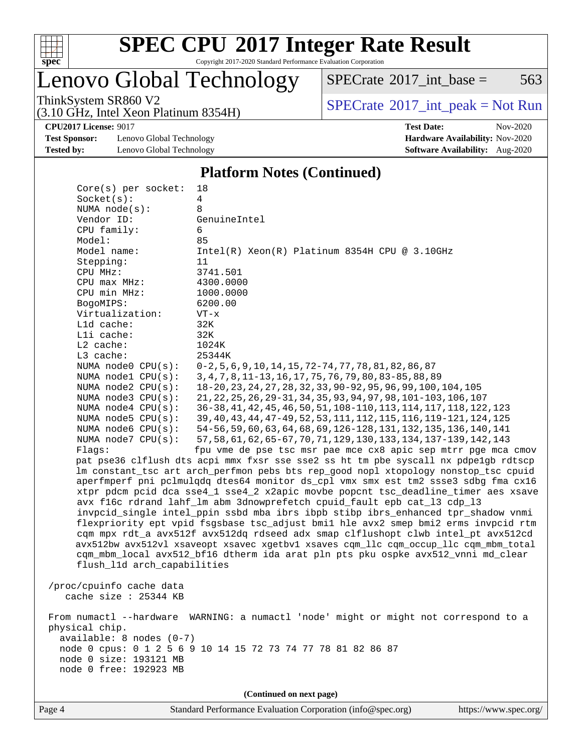# SPEC CPU 2017 Integer Rate Result

Copyright 2017-2020 Standard Performance Evaluation Corporation

## Lenovo Global Technology

ThinkSystem SR860 V2
(3.10 GHz, Intel Xeon Platinum 8354H)

SPECrate 2017_int_base = 563

SPECrate 2017_int_peak = Not Run

**CPU2017 License:** 9017
**Test Sponsor:** Lenovo Global Technology
**Tested by:** Lenovo Global Technology

**Test Date:** Nov-2020
**Hardware Availability:** Nov-2020
**Software Availability:** Aug-2020

### Platform Notes (Continued)

```
    Core(s) per socket:  18
    Socket(s):           4
    NUMA node(s):        8
    Vendor ID:           GenuineIntel
    CPU family:          6
    Model:               85
    Model name:          Intel(R) Xeon(R) Platinum 8354H CPU @ 3.10GHz
    Stepping:            11
    CPU MHz:             3741.501
    CPU max MHz:         4300.0000
    CPU min MHz:         1000.0000
    BogoMIPS:            6200.00
    Virtualization:      VT-x
    L1d cache:           32K
    L1i cache:           32K
    L2 cache:            1024K
    L3 cache:            25344K
    NUMA node0 CPU(s):   0-2,5,6,9,10,14,15,72-74,77,78,81,82,86,87
    NUMA node1 CPU(s):   3,4,7,8,11-13,16,17,75,76,79,80,83-85,88,89
    NUMA node2 CPU(s):   18-20,23,24,27,28,32,33,90-92,95,96,99,100,104,105
    NUMA node3 CPU(s):   21,22,25,26,29-31,34,35,93,94,97,98,101-103,106,107
    NUMA node4 CPU(s):   36-38,41,42,45,46,50,51,108-110,113,114,117,118,122,123
    NUMA node5 CPU(s):   39,40,43,44,47-49,52,53,111,112,115,116,119-121,124,125
    NUMA node6 CPU(s):   54-56,59,60,63,64,68,69,126-128,131,132,135,136,140,141
    NUMA node7 CPU(s):   57,58,61,62,65-67,70,71,129,130,133,134,137-139,142,143
    Flags:               fpu vme de pse tsc msr pae mce cx8 apic sep mtrr pge mca cmov
    pat pse36 clflush dts acpi mmx fxsr sse sse2 ss ht tm pbe syscall nx pdpe1gb rdtscp
    lm constant_tsc art arch_perfmon pebs bts rep_good nopl xtopology nonstop_tsc cpuid
    aperfmperf pni pclmulqdq dtes64 monitor ds_cpl vmx smx est tm2 ssse3 sdbg fma cx16
    xtpr pdcm pcid dca sse4_1 sse4_2 x2apic movbe popcnt tsc_deadline_timer aes xsave
    avx f16c rdrand lahf_lm abm 3dnowprefetch cpuid_fault epb cat_l3 cdp_l3
    invpcid_single intel_ppin ssbd mba ibrs ibpb stibp ibrs_enhanced tpr_shadow vnmi
    flexpriority ept vpid fsgsbase tsc_adjust bmi1 hle avx2 smep bmi2 erms invpcid rtm
    cqm mpx rdt_a avx512f avx512dq rdseed adx smap clflushopt clwb intel_pt avx512cd
    avx512bw avx512vl xsaveopt xsavec xgetbv1 xsaves cqm_llc cqm_occup_llc cqm_mbm_total
    cqm_mbm_local avx512_bf16 dtherm ida arat pln pts pku ospke avx512_vnni md_clear
    flush_l1d arch_capabilities

 /proc/cpuinfo cache data
    cache size : 25344 KB

 From numactl --hardware  WARNING: a numactl 'node' might or might not correspond to a
 physical chip.
   available: 8 nodes (0-7)
   node 0 cpus: 0 1 2 5 6 9 10 14 15 72 73 74 77 78 81 82 86 87
   node 0 size: 193121 MB
   node 0 free: 192923 MB
```

(Continued on next page)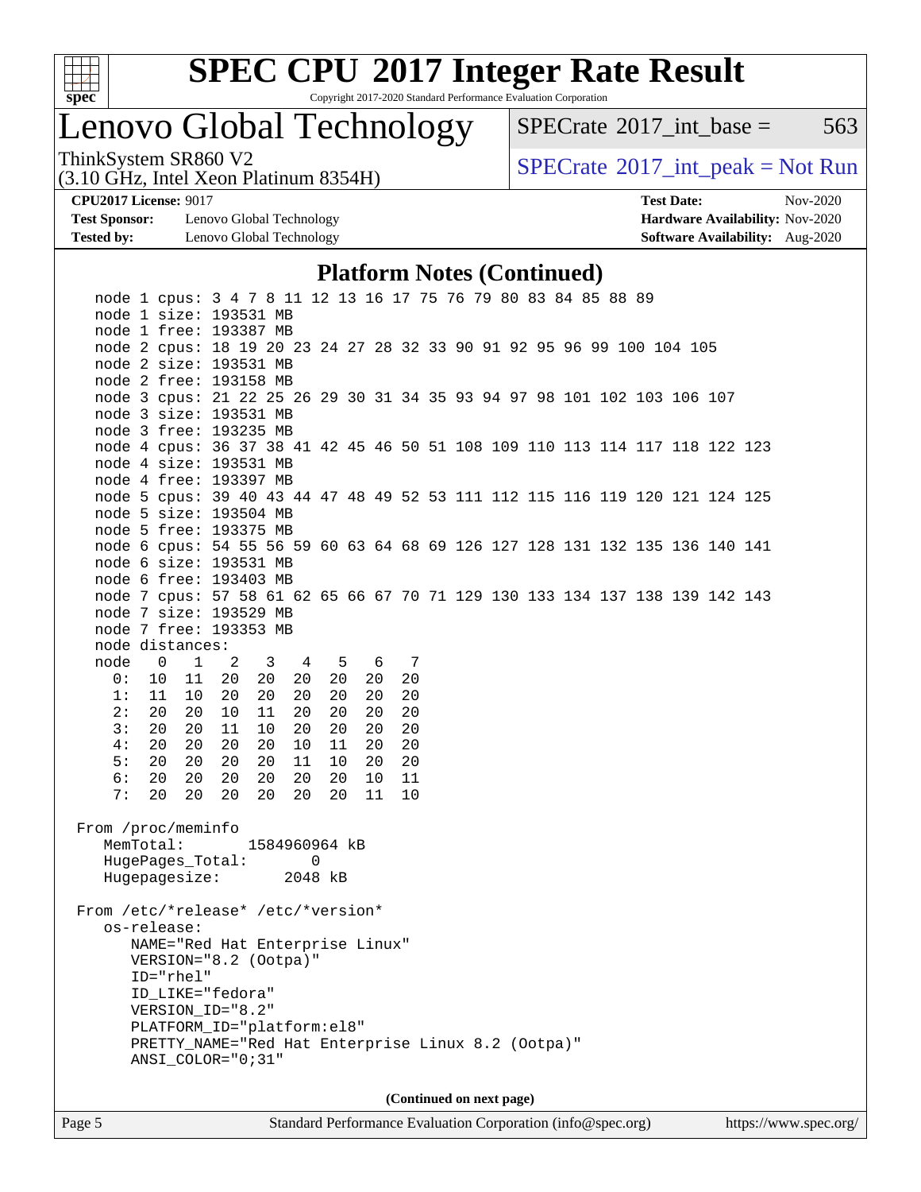# SPEC CPU 2017 Integer Rate Result

Copyright 2017-2020 Standard Performance Evaluation Corporation

## Lenovo Global Technology

ThinkSystem SR860 V2
(3.10 GHz, Intel Xeon Platinum 8354H)

SPECrate 2017_int_base = 563

SPECrate 2017_int_peak = Not Run

**CPU2017 License:** 9017
**Test Sponsor:** Lenovo Global Technology
**Tested by:** Lenovo Global Technology

**Test Date:** Nov-2020
**Hardware Availability:** Nov-2020
**Software Availability:** Aug-2020

### Platform Notes (Continued)

```
node 1 cpus: 3 4 7 8 11 12 13 16 17 75 76 79 80 83 84 85 88 89
node 1 size: 193531 MB
node 1 free: 193387 MB
node 2 cpus: 18 19 20 23 24 27 28 32 33 90 91 92 95 96 99 100 104 105
node 2 size: 193531 MB
node 2 free: 193158 MB
node 3 cpus: 21 22 25 26 29 30 31 34 35 93 94 97 98 101 102 103 106 107
node 3 size: 193531 MB
node 3 free: 193235 MB
node 4 cpus: 36 37 38 41 42 45 46 50 51 108 109 110 113 114 117 118 122 123
node 4 size: 193531 MB
node 4 free: 193397 MB
node 5 cpus: 39 40 43 44 47 48 49 52 53 111 112 115 116 119 120 121 124 125
node 5 size: 193504 MB
node 5 free: 193375 MB
node 6 cpus: 54 55 56 59 60 63 64 68 69 126 127 128 131 132 135 136 140 141
node 6 size: 193531 MB
node 6 free: 193403 MB
node 7 cpus: 57 58 61 62 65 66 67 70 71 129 130 133 134 137 138 139 142 143
node 7 size: 193529 MB
node 7 free: 193353 MB
node distances:
node   0   1   2   3   4   5   6   7
  0:  10  11  20  20  20  20  20  20
  1:  11  10  20  20  20  20  20  20
  2:  20  20  10  11  20  20  20  20
  3:  20  20  11  10  20  20  20  20
  4:  20  20  20  20  10  11  20  20
  5:  20  20  20  20  11  10  20  20
  6:  20  20  20  20  20  20  10  11
  7:  20  20  20  20  20  20  11  10

From /proc/meminfo
   MemTotal:       1584960964 kB
   HugePages_Total:       0
   Hugepagesize:       2048 kB

From /etc/*release* /etc/*version*
   os-release:
      NAME="Red Hat Enterprise Linux"
      VERSION="8.2 (Ootpa)"
      ID="rhel"
      ID_LIKE="fedora"
      VERSION_ID="8.2"
      PLATFORM_ID="platform:el8"
      PRETTY_NAME="Red Hat Enterprise Linux 8.2 (Ootpa)"
      ANSI_COLOR="0;31"
```

(Continued on next page)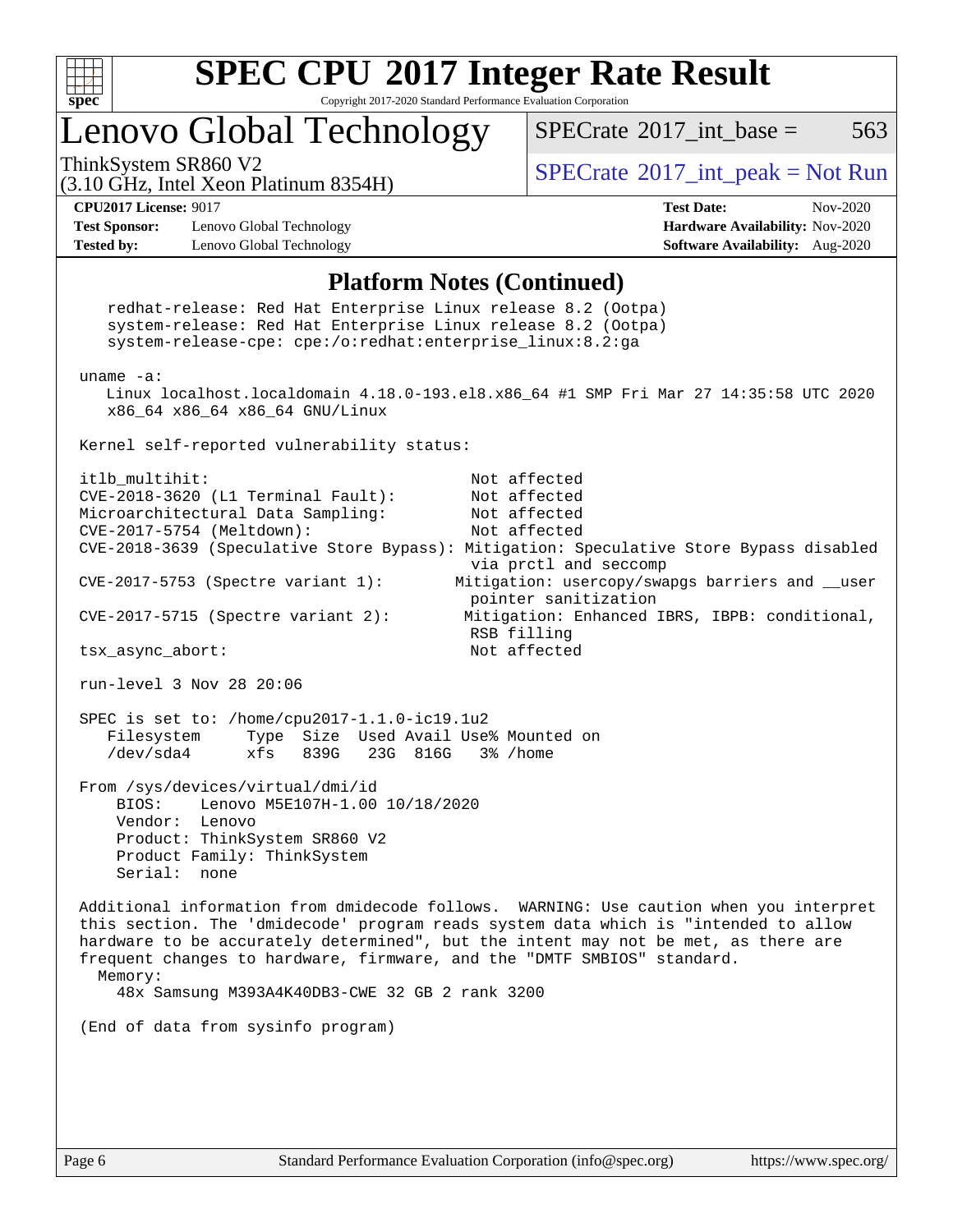## Platform Notes (Continued)

```
    redhat-release: Red Hat Enterprise Linux release 8.2 (Ootpa)
    system-release: Red Hat Enterprise Linux release 8.2 (Ootpa)
    system-release-cpe: cpe:/o:redhat:enterprise_linux:8.2:ga

 uname -a:
    Linux localhost.localdomain 4.18.0-193.el8.x86_64 #1 SMP Fri Mar 27 14:35:58 UTC 2020
    x86_64 x86_64 x86_64 GNU/Linux

 Kernel self-reported vulnerability status:

 itlb_multihit:                                         Not affected
 CVE-2018-3620 (L1 Terminal Fault):                     Not affected
 Microarchitectural Data Sampling:                      Not affected
 CVE-2017-5754 (Meltdown):                              Not affected
 CVE-2018-3639 (Speculative Store Bypass): Mitigation: Speculative Store Bypass disabled
                                                        via prctl and seccomp
 CVE-2017-5753 (Spectre variant 1):                   Mitigation: usercopy/swapgs barriers and __user
                                                        pointer sanitization
 CVE-2017-5715 (Spectre variant 2):                    Mitigation: Enhanced IBRS, IBPB: conditional,
                                                        RSB filling
 tsx_async_abort:                                       Not affected

 run-level 3 Nov 28 20:06

 SPEC is set to: /home/cpu2017-1.1.0-ic19.1u2
    Filesystem     Type  Size  Used Avail Use% Mounted on
    /dev/sda4      xfs   839G   23G  816G   3% /home

 From /sys/devices/virtual/dmi/id
     BIOS:    Lenovo M5E107H-1.00 10/18/2020
     Vendor:  Lenovo
     Product: ThinkSystem SR860 V2
     Product Family: ThinkSystem
     Serial:  none

 Additional information from dmidecode follows.  WARNING: Use caution when you interpret
 this section. The 'dmidecode' program reads system data which is "intended to allow
 hardware to be accurately determined", but the intent may not be met, as there are
 frequent changes to hardware, firmware, and the "DMTF SMBIOS" standard.
   Memory:
     48x Samsung M393A4K40DB3-CWE 32 GB 2 rank 3200

 (End of data from sysinfo program)
```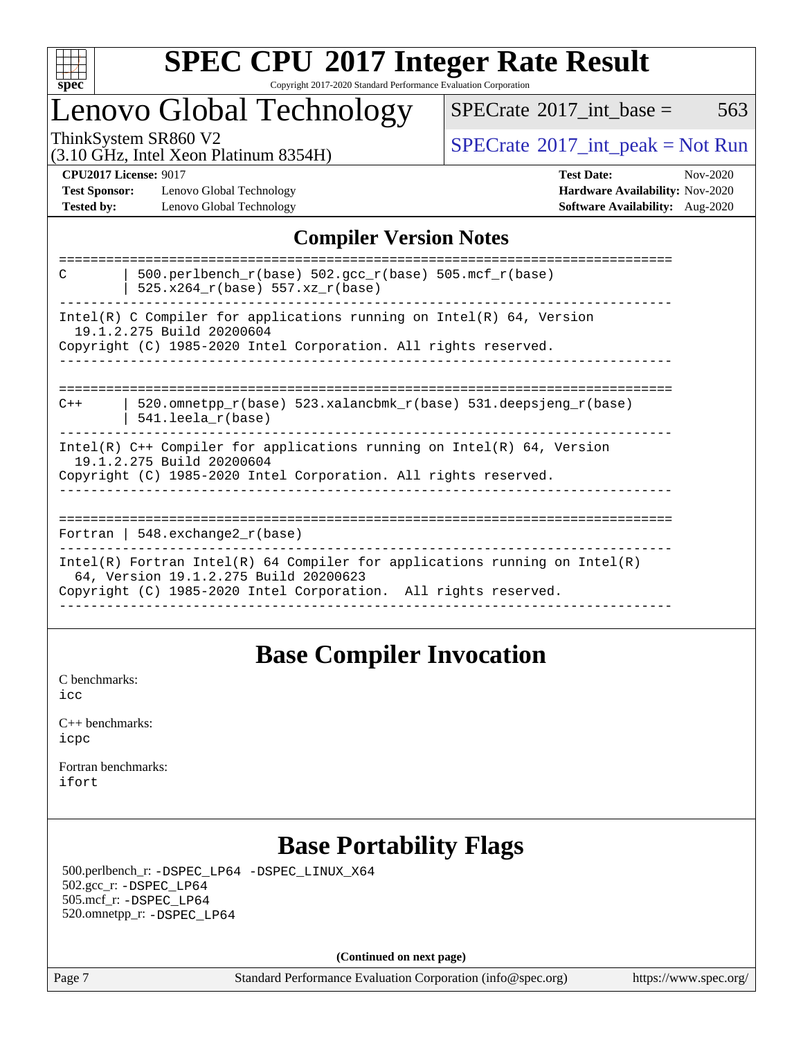## Compiler Version Notes

```
==============================================================================
C       | 500.perlbench_r(base) 502.gcc_r(base) 505.mcf_r(base)
        | 525.x264_r(base) 557.xz_r(base)
------------------------------------------------------------------------------
Intel(R) C Compiler for applications running on Intel(R) 64, Version
  19.1.2.275 Build 20200604
Copyright (C) 1985-2020 Intel Corporation. All rights reserved.
------------------------------------------------------------------------------

==============================================================================
C++     | 520.omnetpp_r(base) 523.xalancbmk_r(base) 531.deepsjeng_r(base)
        | 541.leela_r(base)
------------------------------------------------------------------------------
Intel(R) C++ Compiler for applications running on Intel(R) 64, Version
  19.1.2.275 Build 20200604
Copyright (C) 1985-2020 Intel Corporation. All rights reserved.
------------------------------------------------------------------------------

==============================================================================
Fortran | 548.exchange2_r(base)
------------------------------------------------------------------------------
Intel(R) Fortran Intel(R) 64 Compiler for applications running on Intel(R)
  64, Version 19.1.2.275 Build 20200623
Copyright (C) 1985-2020 Intel Corporation.  All rights reserved.
------------------------------------------------------------------------------
```

## Base Compiler Invocation

C benchmarks:
icc

C++ benchmarks:
icpc

Fortran benchmarks:
ifort

## Base Portability Flags

500.perlbench_r: -DSPEC_LP64 -DSPEC_LINUX_X64
502.gcc_r: -DSPEC_LP64
505.mcf_r: -DSPEC_LP64
520.omnetpp_r: -DSPEC_LP64

(Continued on next page)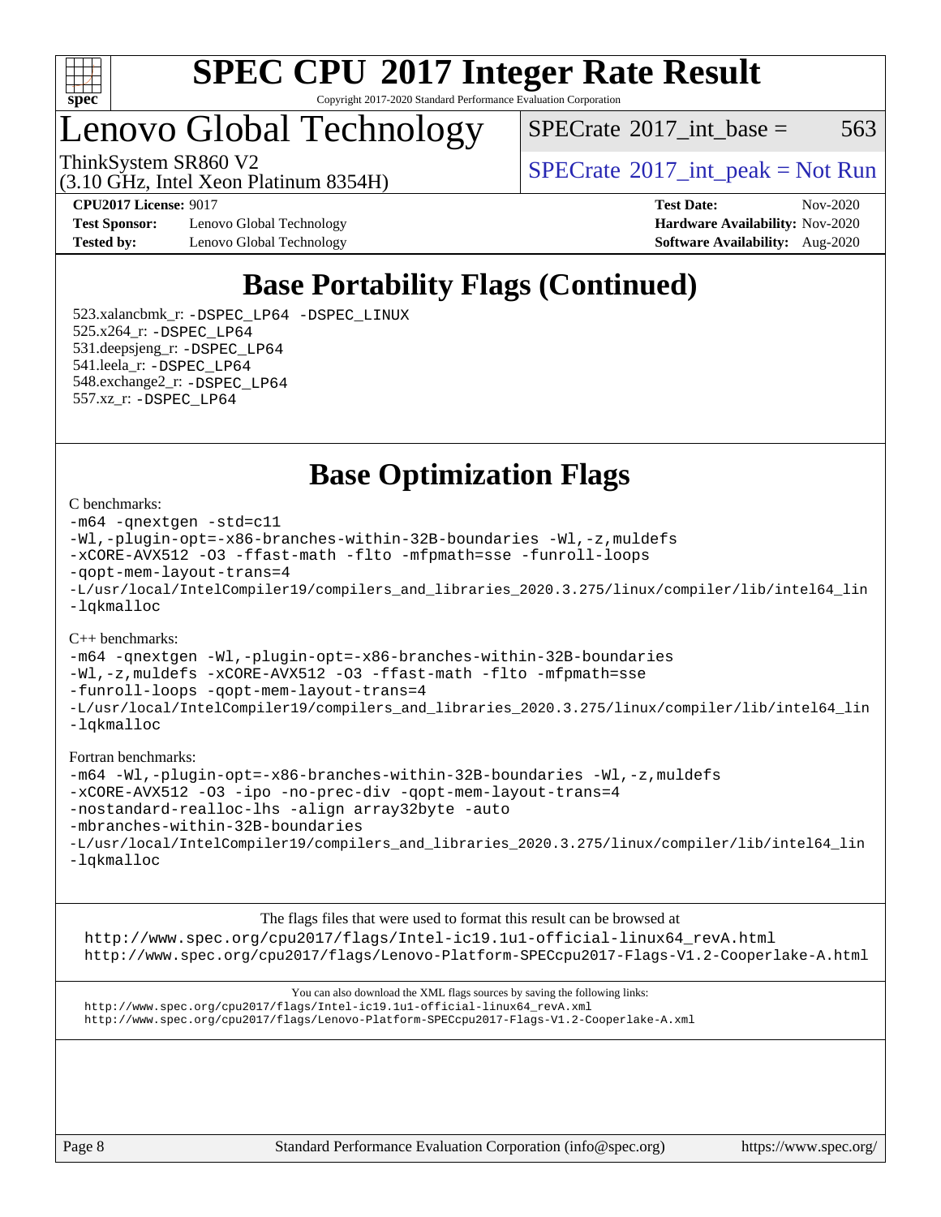# SPEC CPU 2017 Integer Rate Result

Copyright 2017-2020 Standard Performance Evaluation Corporation

# Lenovo Global Technology

ThinkSystem SR860 V2
(3.10 GHz, Intel Xeon Platinum 8354H)

SPECrate 2017_int_base = 563

SPECrate 2017_int_peak = Not Run

**CPU2017 License:** 9017
**Test Sponsor:** Lenovo Global Technology
**Tested by:** Lenovo Global Technology

**Test Date:** Nov-2020
**Hardware Availability:** Nov-2020
**Software Availability:** Aug-2020

## Base Portability Flags (Continued)

523.xalancbmk_r: -DSPEC_LP64 -DSPEC_LINUX
525.x264_r: -DSPEC_LP64
531.deepsjeng_r: -DSPEC_LP64
541.leela_r: -DSPEC_LP64
548.exchange2_r: -DSPEC_LP64
557.xz_r: -DSPEC_LP64

## Base Optimization Flags

C benchmarks:

```
-m64 -qnextgen -std=c11
-Wl,-plugin-opt=-x86-branches-within-32B-boundaries -Wl,-z,muldefs
-xCORE-AVX512 -O3 -ffast-math -flto -mfpmath=sse -funroll-loops
-qopt-mem-layout-trans=4
-L/usr/local/IntelCompiler19/compilers_and_libraries_2020.3.275/linux/compiler/lib/intel64_lin
-lqkmalloc
```

C++ benchmarks:

```
-m64 -qnextgen -Wl,-plugin-opt=-x86-branches-within-32B-boundaries
-Wl,-z,muldefs -xCORE-AVX512 -O3 -ffast-math -flto -mfpmath=sse
-funroll-loops -qopt-mem-layout-trans=4
-L/usr/local/IntelCompiler19/compilers_and_libraries_2020.3.275/linux/compiler/lib/intel64_lin
-lqkmalloc
```

Fortran benchmarks:

```
-m64 -Wl,-plugin-opt=-x86-branches-within-32B-boundaries -Wl,-z,muldefs
-xCORE-AVX512 -O3 -ipo -no-prec-div -qopt-mem-layout-trans=4
-nostandard-realloc-lhs -align array32byte -auto
-mbranches-within-32B-boundaries
-L/usr/local/IntelCompiler19/compilers_and_libraries_2020.3.275/linux/compiler/lib/intel64_lin
-lqkmalloc
```

The flags files that were used to format this result can be browsed at
http://www.spec.org/cpu2017/flags/Intel-ic19.1u1-official-linux64_revA.html
http://www.spec.org/cpu2017/flags/Lenovo-Platform-SPECcpu2017-Flags-V1.2-Cooperlake-A.html

You can also download the XML flags sources by saving the following links:
http://www.spec.org/cpu2017/flags/Intel-ic19.1u1-official-linux64_revA.xml
http://www.spec.org/cpu2017/flags/Lenovo-Platform-SPECcpu2017-Flags-V1.2-Cooperlake-A.xml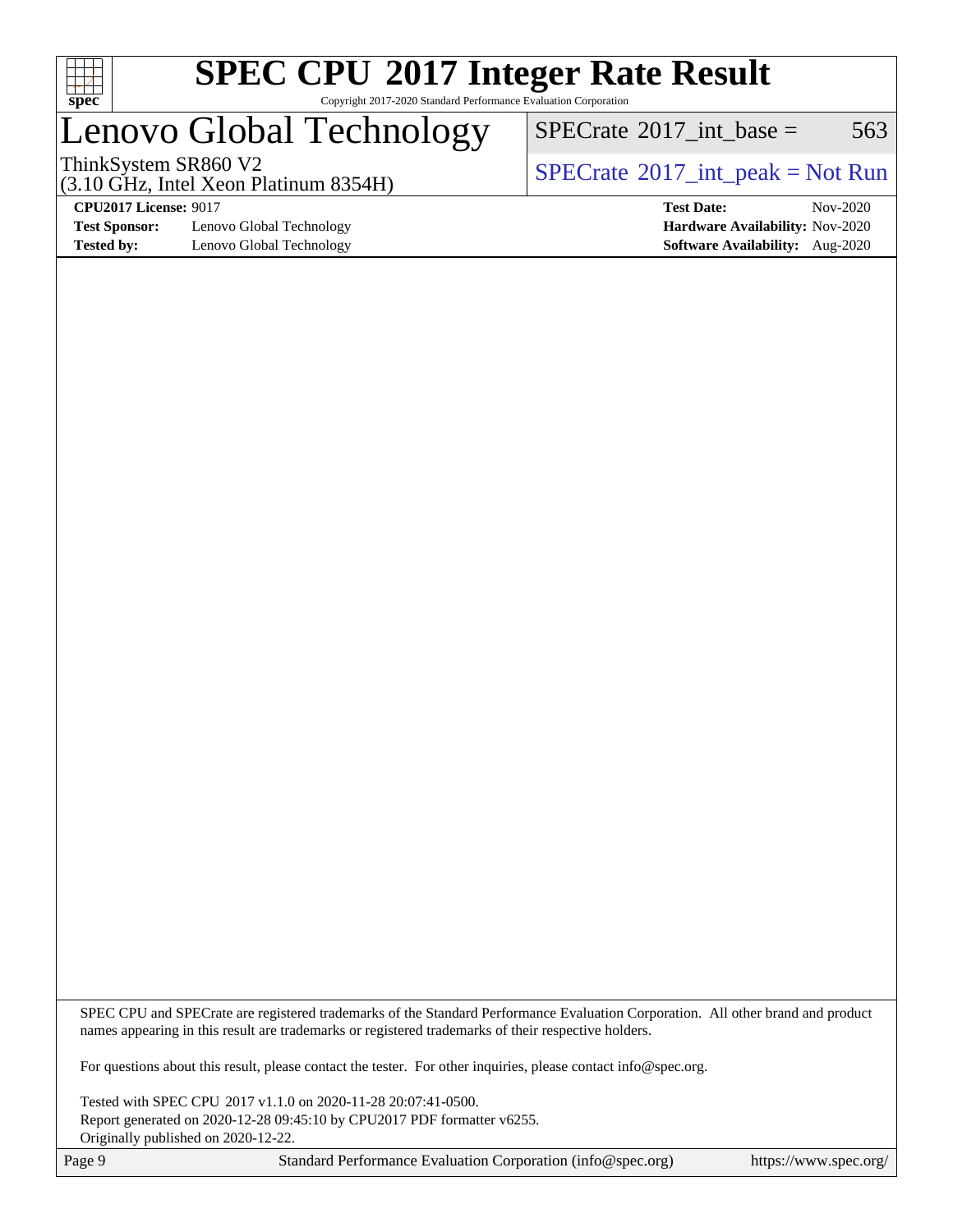SPEC CPU and SPECrate are registered trademarks of the Standard Performance Evaluation Corporation. All other brand and product names appearing in this result are trademarks or registered trademarks of their respective holders.

For questions about this result, please contact the tester. For other inquiries, please contact info@spec.org.

Tested with SPEC CPU 2017 v1.1.0 on 2020-11-28 20:07:41-0500.
Report generated on 2020-12-28 09:45:10 by CPU2017 PDF formatter v6255.
Originally published on 2020-12-22.